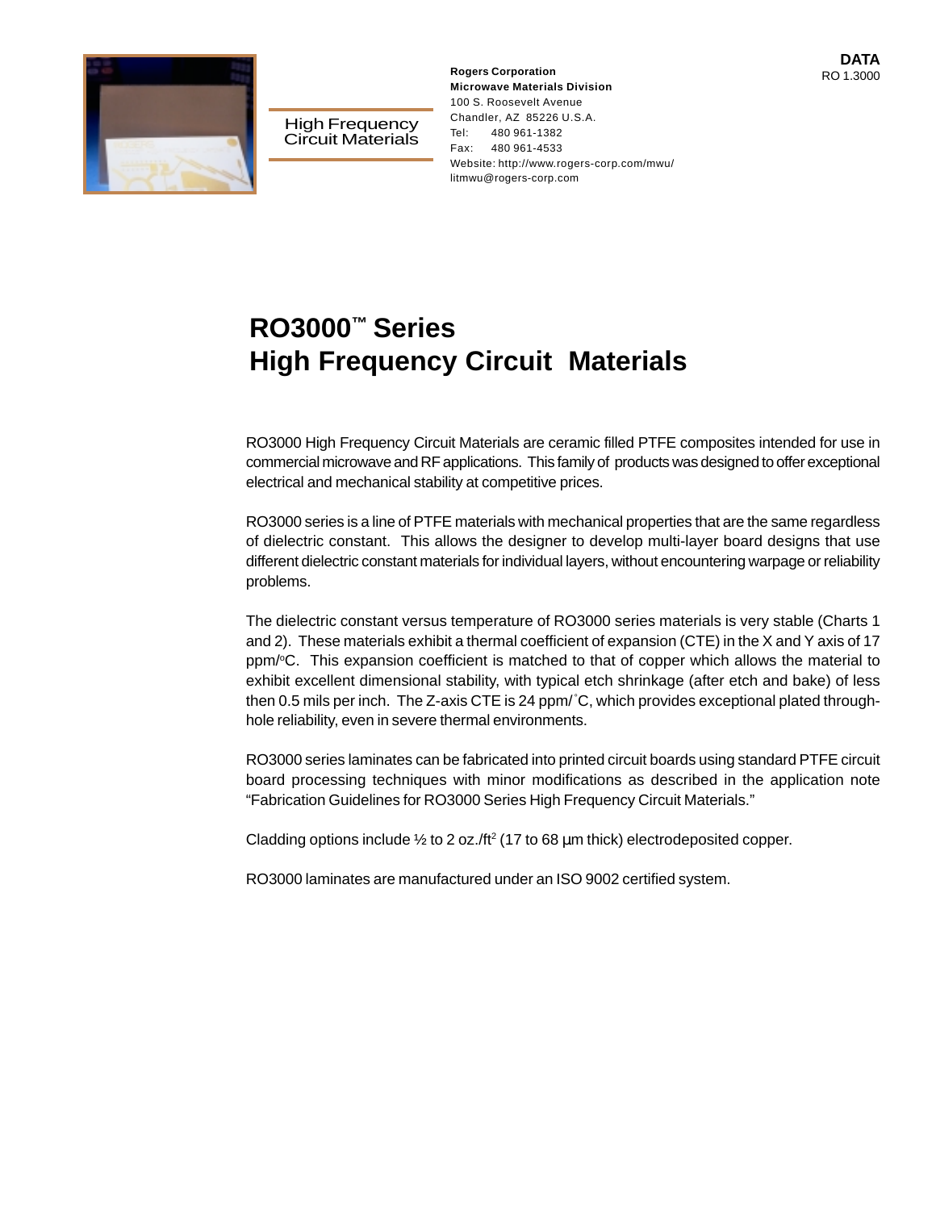High Frequency Circuit Materials

**Rogers Corporation**
**Microwave Materials Division**
100 S. Roosevelt Avenue
Chandler, AZ 85226 U.S.A.
Tel: 480 961-1382
Fax: 480 961-4533
Website: http://www.rogers-corp.com/mwu/
litmwu@rogers-corp.com

**DATA**
RO 1.3000

# RO3000™ Series High Frequency Circuit Materials

RO3000 High Frequency Circuit Materials are ceramic filled PTFE composites intended for use in commercial microwave and RF applications. This family of products was designed to offer exceptional electrical and mechanical stability at competitive prices.

RO3000 series is a line of PTFE materials with mechanical properties that are the same regardless of dielectric constant. This allows the designer to develop multi-layer board designs that use different dielectric constant materials for individual layers, without encountering warpage or reliability problems.

The dielectric constant versus temperature of RO3000 series materials is very stable (Charts 1 and 2). These materials exhibit a thermal coefficient of expansion (CTE) in the X and Y axis of 17 ppm/°C. This expansion coefficient is matched to that of copper which allows the material to exhibit excellent dimensional stability, with typical etch shrinkage (after etch and bake) of less then 0.5 mils per inch. The Z-axis CTE is 24 ppm/˚C, which provides exceptional plated through-hole reliability, even in severe thermal environments.

RO3000 series laminates can be fabricated into printed circuit boards using standard PTFE circuit board processing techniques with minor modifications as described in the application note "Fabrication Guidelines for RO3000 Series High Frequency Circuit Materials."

Cladding options include ½ to 2 oz./ft$^2$ (17 to 68 µm thick) electrodeposited copper.

RO3000 laminates are manufactured under an ISO 9002 certified system.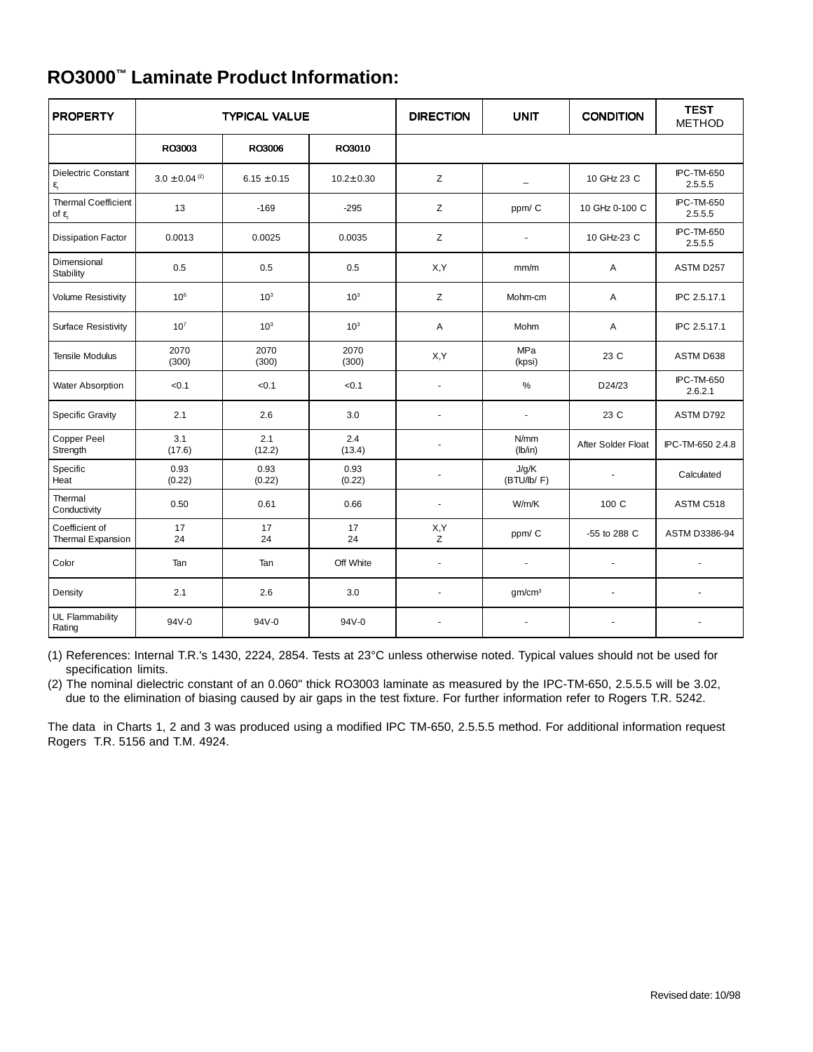# RO3000™ Laminate Product Information:

| PROPERTY | TYPICAL VALUE | | | DIRECTION | UNIT | CONDITION | TEST METHOD |
|---|---|---|---|---|---|---|---|
| | RO3003 | RO3006 | RO3010 | | | | |
| Dielectric Constant $\varepsilon_r$ | 3.0 ± 0.04 [(2)] | 6.15 ± 0.15 | 10.2 ± 0.30 | Z | – | 10 GHz 23 C | IPC-TM-650 2.5.5.5 |
| Thermal Coefficient of $\varepsilon_r$ | 13 | -169 | -295 | Z | ppm/ C | 10 GHz 0-100 C | IPC-TM-650 2.5.5.5 |
| Dissipation Factor | 0.0013 | 0.0025 | 0.0035 | Z | - | 10 GHz-23 C | IPC-TM-650 2.5.5.5 |
| Dimensional Stability | 0.5 | 0.5 | 0.5 | X,Y | mm/m | A | ASTM D257 |
| Volume Resistivity | $10^6$ | $10^3$ | $10^3$ | Z | Mohm-cm | A | IPC 2.5.17.1 |
| Surface Resistivity | $10^7$ | $10^3$ | $10^3$ | A | Mohm | A | IPC 2.5.17.1 |
| Tensile Modulus | 2070 (300) | 2070 (300) | 2070 (300) | X,Y | MPa (kpsi) | 23 C | ASTM D638 |
| Water Absorption | <0.1 | <0.1 | <0.1 | - | % | D24/23 | IPC-TM-650 2.6.2.1 |
| Specific Gravity | 2.1 | 2.6 | 3.0 | - | - | 23 C | ASTM D792 |
| Copper Peel Strength | 3.1 (17.6) | 2.1 (12.2) | 2.4 (13.4) | - | N/mm (lb/in) | After Solder Float | IPC-TM-650 2.4.8 |
| Specific Heat | 0.93 (0.22) | 0.93 (0.22) | 0.93 (0.22) | - | J/g/K (BTU/lb/ F) | - | Calculated |
| Thermal Conductivity | 0.50 | 0.61 | 0.66 | - | W/m/K | 100 C | ASTM C518 |
| Coefficient of Thermal Expansion | 17<br>24 | 17<br>24 | 17<br>24 | X,Y<br>Z | ppm/ C | -55 to 288 C | ASTM D3386-94 |
| Color | Tan | Tan | Off White | - | - | - | - |
| Density | 2.1 | 2.6 | 3.0 | - | gm/cm³ | - | - |
| UL Flammability Rating | 94V-0 | 94V-0 | 94V-0 | - | - | - | - |

(1) References: Internal T.R.'s 1430, 2224, 2854. Tests at 23°C unless otherwise noted. Typical values should not be used for specification limits.

(2) The nominal dielectric constant of an 0.060" thick RO3003 laminate as measured by the IPC-TM-650, 2.5.5.5 will be 3.02, due to the elimination of biasing caused by air gaps in the test fixture. For further information refer to Rogers T.R. 5242.

The data in Charts 1, 2 and 3 was produced using a modified IPC TM-650, 2.5.5.5 method. For additional information request Rogers T.R. 5156 and T.M. 4924.

Revised date: 10/98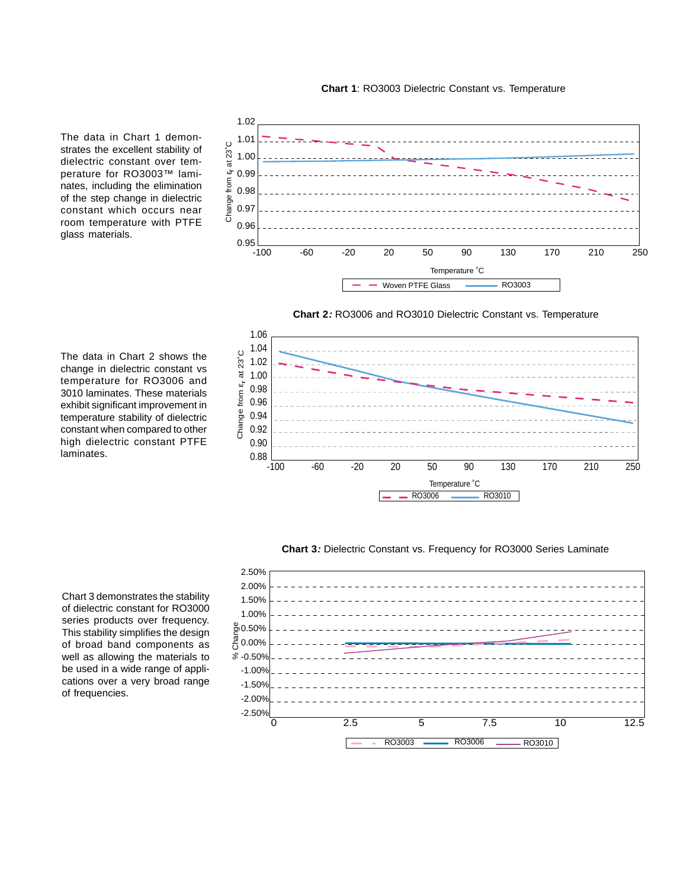The data in Chart 1 demonstrates the excellent stability of dielectric constant over temperature for RO3003™ laminates, including the elimination of the step change in dielectric constant which occurs near room temperature with PTFE glass materials.

**Chart 1**: RO3003 Dielectric Constant vs. Temperature

The data in Chart 2 shows the change in dielectric constant vs temperature for RO3006 and 3010 laminates. These materials exhibit significant improvement in temperature stability of dielectric constant when compared to other high dielectric constant PTFE laminates.

**Chart 2*:*** RO3006 and RO3010 Dielectric Constant vs. Temperature

Chart 3 demonstrates the stability of dielectric constant for RO3000 series products over frequency. This stability simplifies the design of broad band components as well as allowing the materials to be used in a wide range of applications over a very broad range of frequencies.

**Chart 3*:*** Dielectric Constant vs. Frequency for RO3000 Series Laminate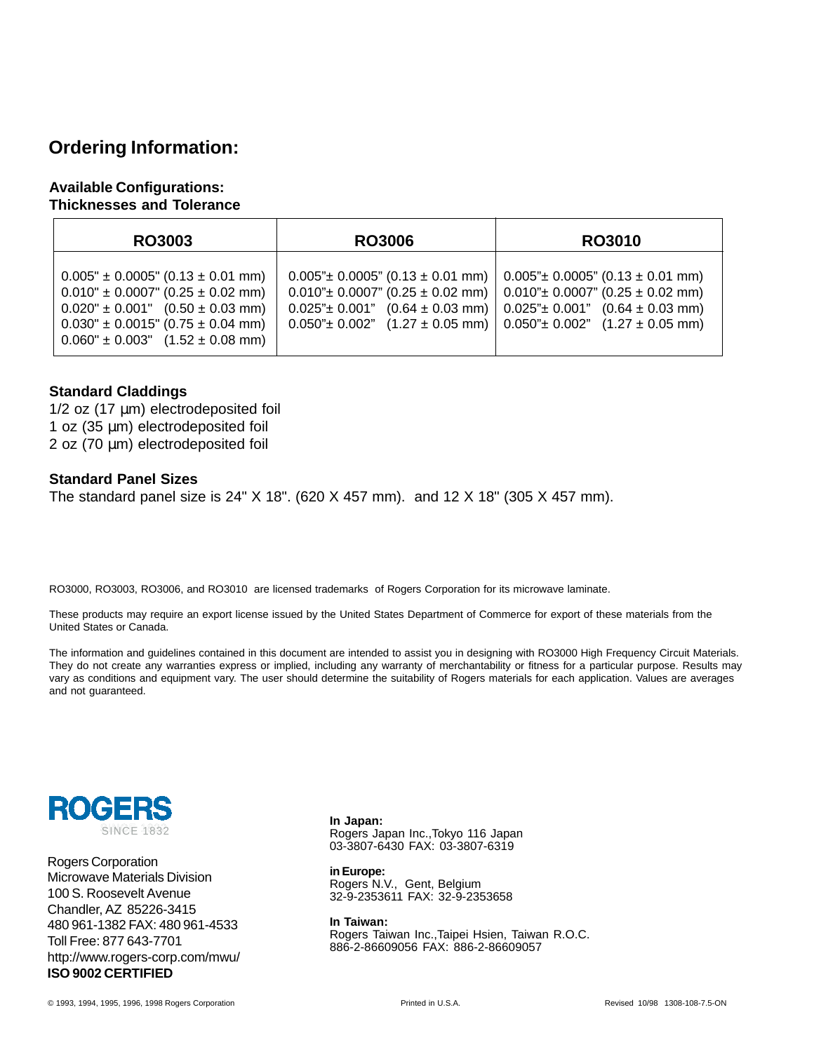## Ordering Information:

### Available Configurations:
### Thicknesses and Tolerance

| RO3003 | RO3006 | RO3010 |
|---|---|---|
| 0.005" ± 0.0005" (0.13 ± 0.01 mm)<br>0.010" ± 0.0007" (0.25 ± 0.02 mm)<br>0.020" ± 0.001" (0.50 ± 0.03 mm)<br>0.030" ± 0.0015" (0.75 ± 0.04 mm)<br>0.060" ± 0.003" (1.52 ± 0.08 mm) | 0.005"± 0.0005" (0.13 ± 0.01 mm)<br>0.010"± 0.0007" (0.25 ± 0.02 mm)<br>0.025"± 0.001" (0.64 ± 0.03 mm)<br>0.050"± 0.002" (1.27 ± 0.05 mm) | 0.005"± 0.0005" (0.13 ± 0.01 mm)<br>0.010"± 0.0007" (0.25 ± 0.02 mm)<br>0.025"± 0.001" (0.64 ± 0.03 mm)<br>0.050"± 0.002" (1.27 ± 0.05 mm) |

### Standard Claddings

1/2 oz (17 µm) electrodeposited foil
1 oz (35 µm) electrodeposited foil
2 oz (70 µm) electrodeposited foil

### Standard Panel Sizes

The standard panel size is 24" X 18". (620 X 457 mm). and 12 X 18" (305 X 457 mm).

RO3000, RO3003, RO3006, and RO3010 are licensed trademarks of Rogers Corporation for its microwave laminate.

These products may require an export license issued by the United States Department of Commerce for export of these materials from the United States or Canada.

The information and guidelines contained in this document are intended to assist you in designing with RO3000 High Frequency Circuit Materials. They do not create any warranties express or implied, including any warranty of merchantability or fitness for a particular purpose. Results may vary as conditions and equipment vary. The user should determine the suitability of Rogers materials for each application. Values are averages and not guaranteed.

ROGERS
SINCE 1832

Rogers Corporation
Microwave Materials Division
100 S. Roosevelt Avenue
Chandler, AZ 85226-3415
480 961-1382 FAX: 480 961-4533
Toll Free: 877 643-7701
http://www.rogers-corp.com/mwu/
**ISO 9002 CERTIFIED**

**In Japan:**
Rogers Japan Inc.,Tokyo 116 Japan
03-3807-6430 FAX: 03-3807-6319

**in Europe:**
Rogers N.V., Gent, Belgium
32-9-2353611 FAX: 32-9-2353658

**In Taiwan:**
Rogers Taiwan Inc.,Taipei Hsien, Taiwan R.O.C.
886-2-86609056 FAX: 886-2-86609057

© 1993, 1994, 1995, 1996, 1998 Rogers Corporation    Printed in U.S.A.    Revised 10/98 1308-108-7.5-ON